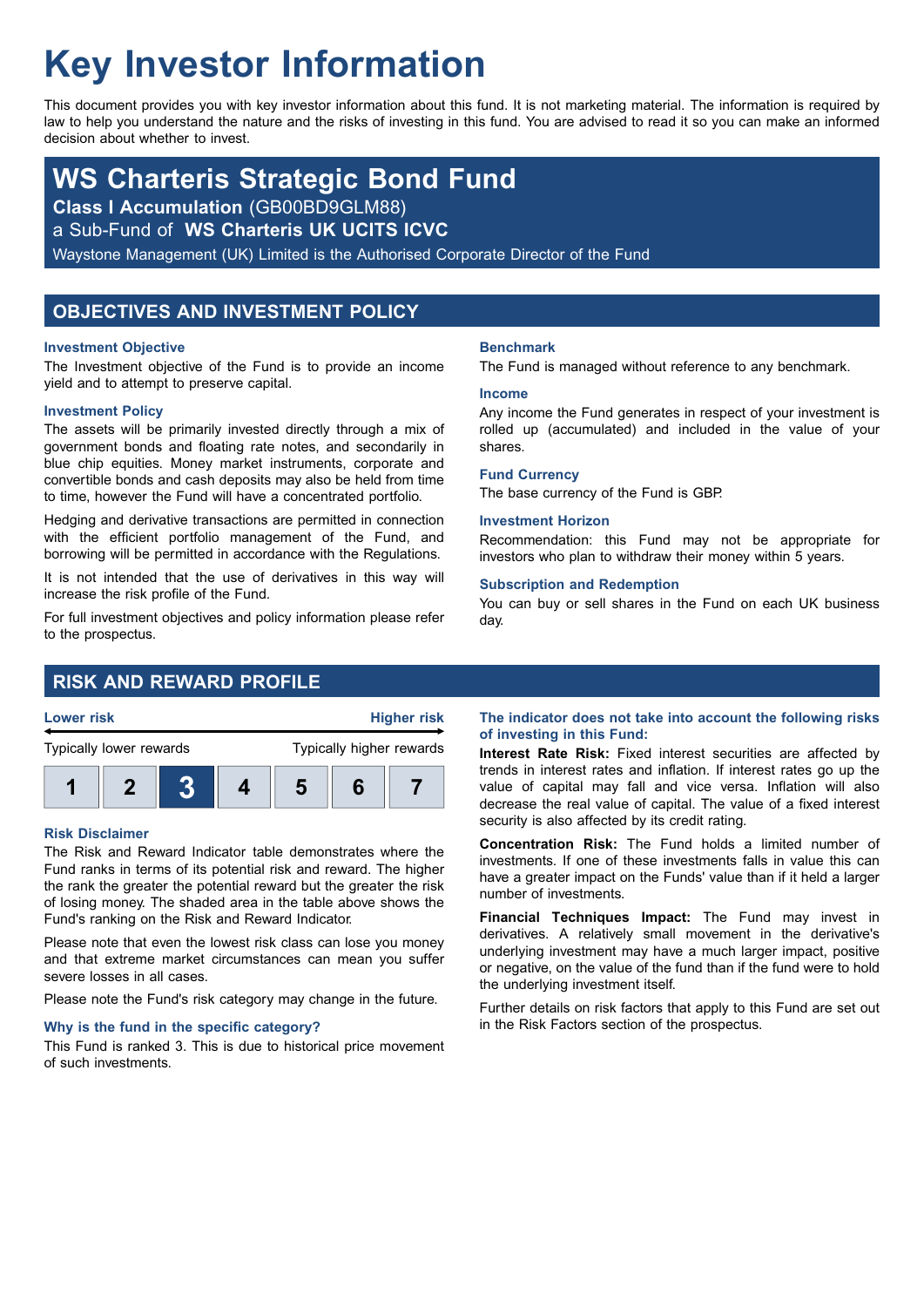# Key Investor Information

This document provides you with key investor information about this fund. It is not marketing material. The information is required by law to help you understand the nature and the risks of investing in this fund. You are advised to read it so you can make an informed decision about whether to invest.

## WS Charteris Strategic Bond Fund

**Class I Accumulation** (GB00BD9GLM88)

a Sub-Fund of **WS Charteris UK UCITS ICVC**

Waystone Management (UK) Limited is the Authorised Corporate Director of the Fund

## OBJECTIVES AND INVESTMENT POLICY

### Investment Objective

The Investment objective of the Fund is to provide an income yield and to attempt to preserve capital.

### Investment Policy

The assets will be primarily invested directly through a mix of government bonds and floating rate notes, and secondarily in blue chip equities. Money market instruments, corporate and convertible bonds and cash deposits may also be held from time to time, however the Fund will have a concentrated portfolio.

Hedging and derivative transactions are permitted in connection with the efficient portfolio management of the Fund, and borrowing will be permitted in accordance with the Regulations.

It is not intended that the use of derivatives in this way will increase the risk profile of the Fund.

For full investment objectives and policy information please refer to the prospectus.

### Benchmark

The Fund is managed without reference to any benchmark.

### Income

Any income the Fund generates in respect of your investment is rolled up (accumulated) and included in the value of your shares.

### Fund Currency

The base currency of the Fund is GBP.

### Investment Horizon

Recommendation: this Fund may not be appropriate for investors who plan to withdraw their money within 5 years.

### Subscription and Redemption

You can buy or sell shares in the Fund on each UK business day.

## RISK AND REWARD PROFILE

| Lower risk | | | | | | Higher risk |
|---|---|---|---|---|---|---|
| Typically lower rewards | | | | | | Typically higher rewards |
| 1 | 2 | **3** | 4 | 5 | 6 | 7 |

### Risk Disclaimer

The Risk and Reward Indicator table demonstrates where the Fund ranks in terms of its potential risk and reward. The higher the rank the greater the potential reward but the greater the risk of losing money. The shaded area in the table above shows the Fund's ranking on the Risk and Reward Indicator.

Please note that even the lowest risk class can lose you money and that extreme market circumstances can mean you suffer severe losses in all cases.

Please note the Fund's risk category may change in the future.

### Why is the fund in the specific category?

This Fund is ranked 3. This is due to historical price movement of such investments.

### The indicator does not take into account the following risks of investing in this Fund:

**Interest Rate Risk:** Fixed interest securities are affected by trends in interest rates and inflation. If interest rates go up the value of capital may fall and vice versa. Inflation will also decrease the real value of capital. The value of a fixed interest security is also affected by its credit rating.

**Concentration Risk:** The Fund holds a limited number of investments. If one of these investments falls in value this can have a greater impact on the Funds' value than if it held a larger number of investments.

**Financial Techniques Impact:** The Fund may invest in derivatives. A relatively small movement in the derivative's underlying investment may have a much larger impact, positive or negative, on the value of the fund than if the fund were to hold the underlying investment itself.

Further details on risk factors that apply to this Fund are set out in the Risk Factors section of the prospectus.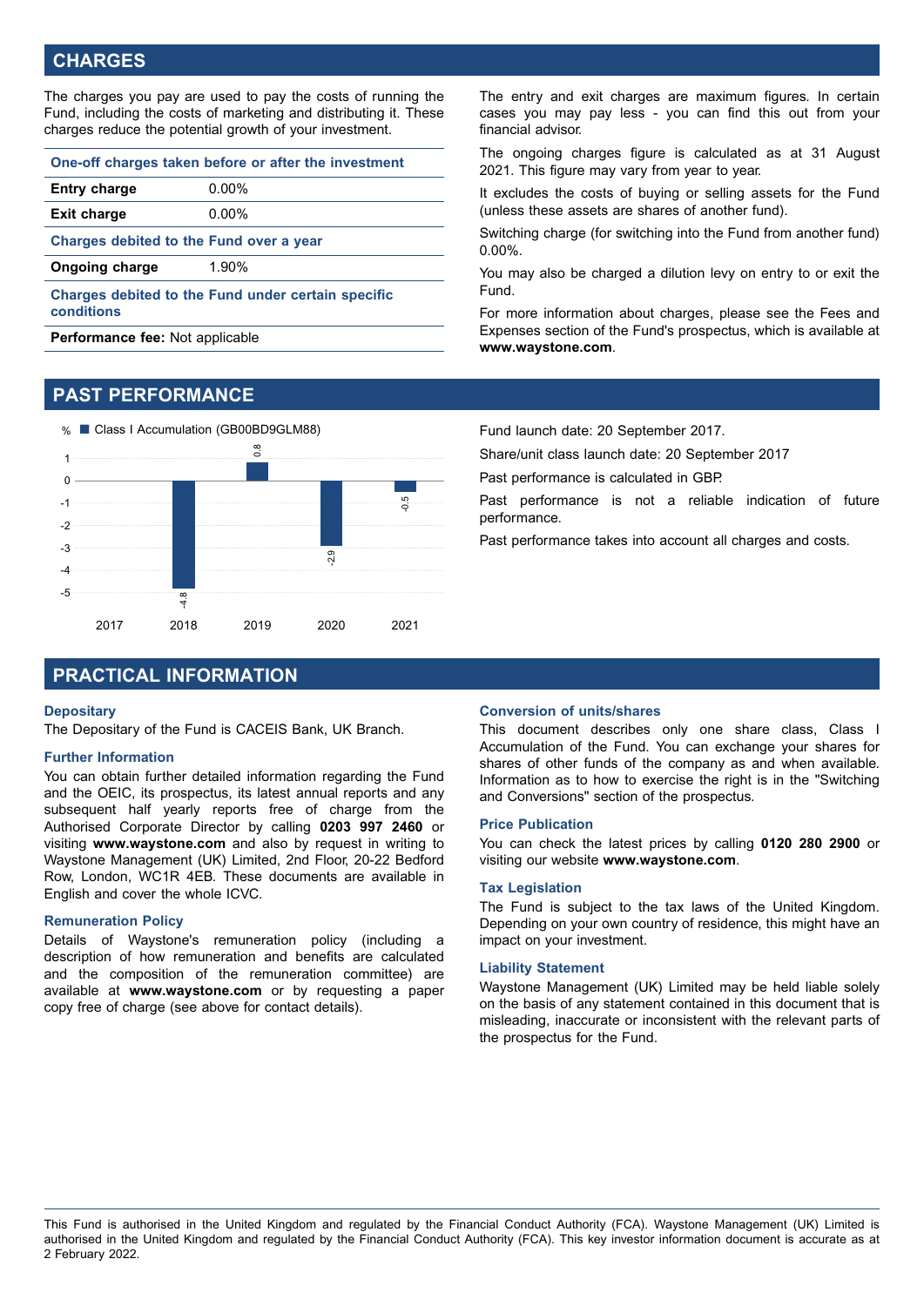## CHARGES

The charges you pay are used to pay the costs of running the Fund, including the costs of marketing and distributing it. These charges reduce the potential growth of your investment.

| | |
|---|---|
| **One-off charges taken before or after the investment** | |
| **Entry charge** | 0.00% |
| **Exit charge** | 0.00% |
| **Charges debited to the Fund over a year** | |
| **Ongoing charge** | 1.90% |
| **Charges debited to the Fund under certain specific conditions** | |
| **Performance fee:** Not applicable | |

The entry and exit charges are maximum figures. In certain cases you may pay less - you can find this out from your financial advisor.

The ongoing charges figure is calculated as at 31 August 2021. This figure may vary from year to year.

It excludes the costs of buying or selling assets for the Fund (unless these assets are shares of another fund).

Switching charge (for switching into the Fund from another fund) 0.00%.

You may also be charged a dilution levy on entry to or exit the Fund.

For more information about charges, please see the Fees and Expenses section of the Fund's prospectus, which is available at **www.waystone.com**.

## PAST PERFORMANCE

%
Class I Accumulation (GB00BD9GLM88)

1
0
-1
-2
-3
-4
-5

-4.8
0.8
-2.9
-0.5

2017
2018
2019
2020
2021

Fund launch date: 20 September 2017.

Share/unit class launch date: 20 September 2017

Past performance is calculated in GBP.

Past performance is not a reliable indication of future performance.

Past performance takes into account all charges and costs.

## PRACTICAL INFORMATION

### Depositary

The Depositary of the Fund is CACEIS Bank, UK Branch.

### Further Information

You can obtain further detailed information regarding the Fund and the OEIC, its prospectus, its latest annual reports and any subsequent half yearly reports free of charge from the Authorised Corporate Director by calling **0203 997 2460** or visiting **www.waystone.com** and also by request in writing to Waystone Management (UK) Limited, 2nd Floor, 20-22 Bedford Row, London, WC1R 4EB. These documents are available in English and cover the whole ICVC.

### Remuneration Policy

Details of Waystone's remuneration policy (including a description of how remuneration and benefits are calculated and the composition of the remuneration committee) are available at **www.waystone.com** or by requesting a paper copy free of charge (see above for contact details).

### Conversion of units/shares

This document describes only one share class, Class I Accumulation of the Fund. You can exchange your shares for shares of other funds of the company as and when available. Information as to how to exercise the right is in the "Switching and Conversions" section of the prospectus.

### Price Publication

You can check the latest prices by calling **0120 280 2900** or visiting our website **www.waystone.com**.

### Tax Legislation

The Fund is subject to the tax laws of the United Kingdom. Depending on your own country of residence, this might have an impact on your investment.

### Liability Statement

Waystone Management (UK) Limited may be held liable solely on the basis of any statement contained in this document that is misleading, inaccurate or inconsistent with the relevant parts of the prospectus for the Fund.

This Fund is authorised in the United Kingdom and regulated by the Financial Conduct Authority (FCA). Waystone Management (UK) Limited is authorised in the United Kingdom and regulated by the Financial Conduct Authority (FCA). This key investor information document is accurate as at 2 February 2022.